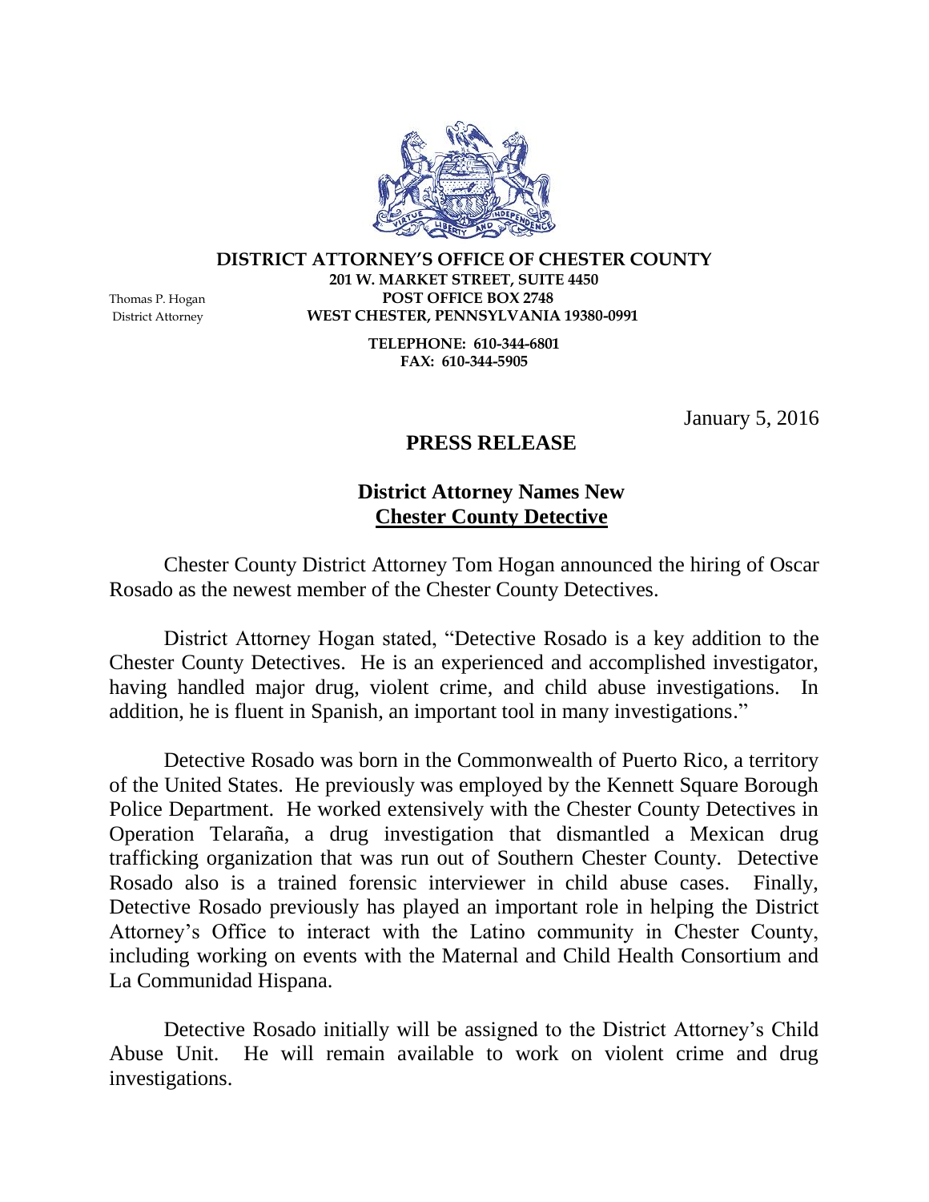**DISTRICT ATTORNEY'S OFFICE OF CHESTER COUNTY**
**201 W. MARKET STREET, SUITE 4450**
**POST OFFICE BOX 2748**
**WEST CHESTER, PENNSYLVANIA 19380-0991**

Thomas P. Hogan
District Attorney

**TELEPHONE: 610-344-6801**
**FAX: 610-344-5905**

January 5, 2016

# PRESS RELEASE

## District Attorney Names New Chester County Detective

Chester County District Attorney Tom Hogan announced the hiring of Oscar Rosado as the newest member of the Chester County Detectives.

District Attorney Hogan stated, "Detective Rosado is a key addition to the Chester County Detectives. He is an experienced and accomplished investigator, having handled major drug, violent crime, and child abuse investigations. In addition, he is fluent in Spanish, an important tool in many investigations."

Detective Rosado was born in the Commonwealth of Puerto Rico, a territory of the United States. He previously was employed by the Kennett Square Borough Police Department. He worked extensively with the Chester County Detectives in Operation Telaraña, a drug investigation that dismantled a Mexican drug trafficking organization that was run out of Southern Chester County. Detective Rosado also is a trained forensic interviewer in child abuse cases. Finally, Detective Rosado previously has played an important role in helping the District Attorney's Office to interact with the Latino community in Chester County, including working on events with the Maternal and Child Health Consortium and La Communidad Hispana.

Detective Rosado initially will be assigned to the District Attorney's Child Abuse Unit. He will remain available to work on violent crime and drug investigations.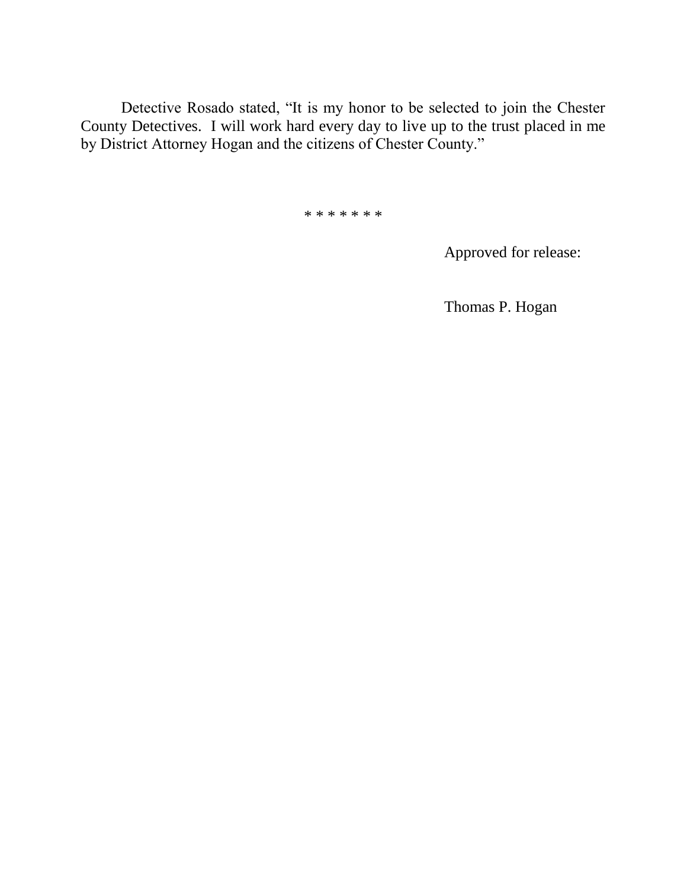Detective Rosado stated, "It is my honor to be selected to join the Chester County Detectives. I will work hard every day to live up to the trust placed in me by District Attorney Hogan and the citizens of Chester County."

* * * * * * *

Approved for release:

Thomas P. Hogan